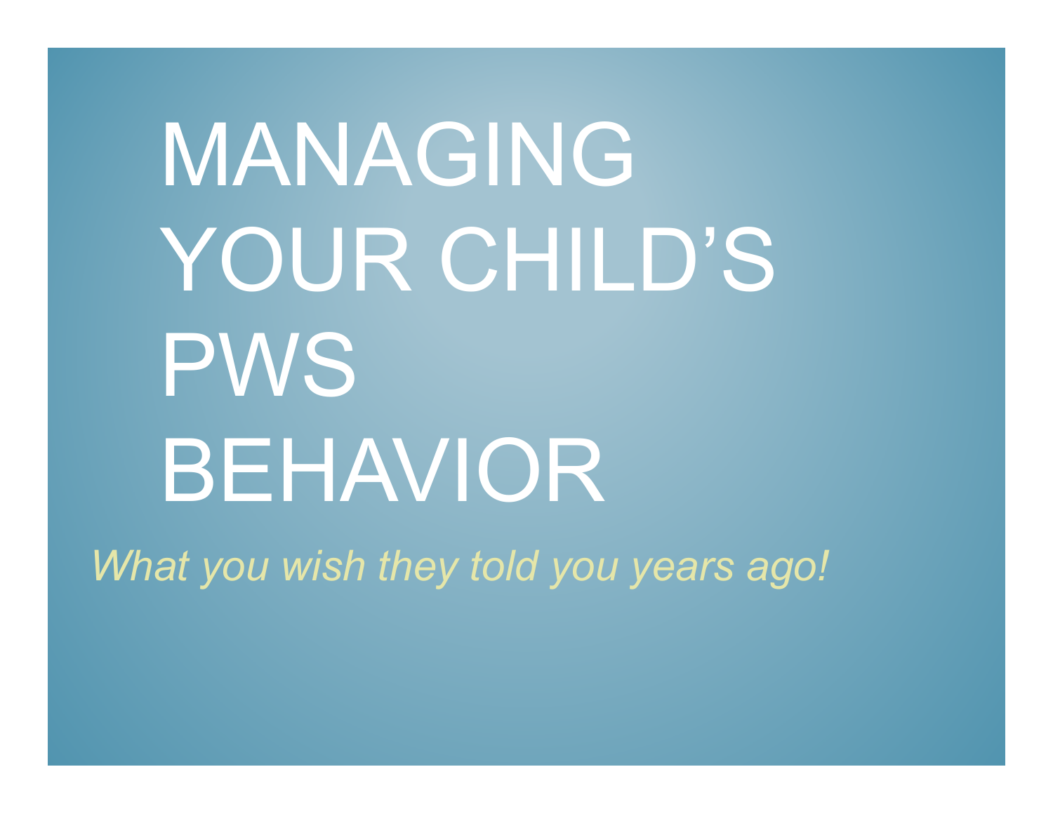# MANAGING YOUR CHILD'S PWS BEHAVIOR

*What you wish they told you years ago!*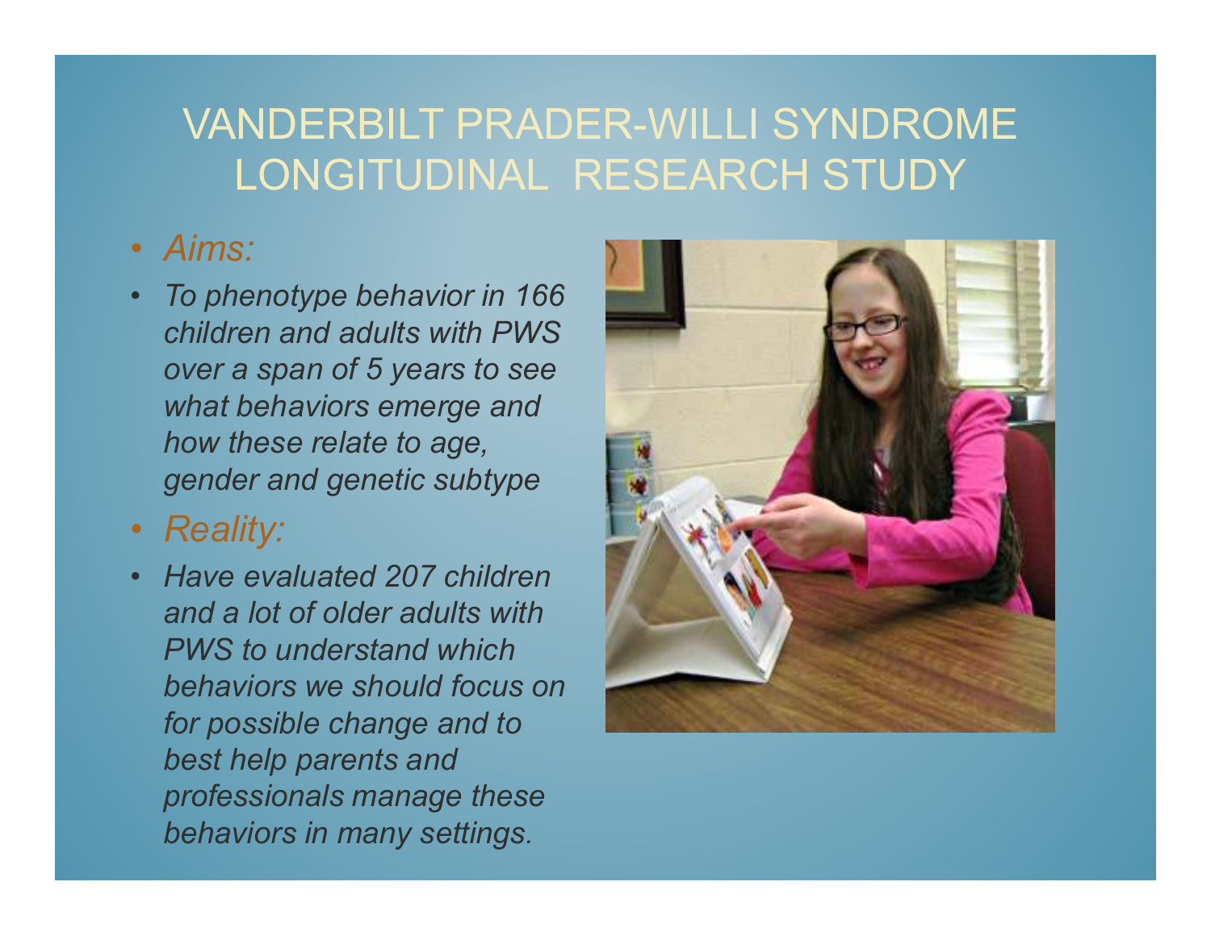# VANDERBILT PRADER-WILLI SYNDROME LONGITUDINAL RESEARCH STUDY

- *Aims:*
- *To phenotype behavior in 166 children and adults with PWS over a span of 5 years to see what behaviors emerge and how these relate to age, gender and genetic subtype*
- *Reality:*
- *Have evaluated 207 children and a lot of older adults with PWS to understand which behaviors we should focus on for possible change and to best help parents and professionals manage these behaviors in many settings.*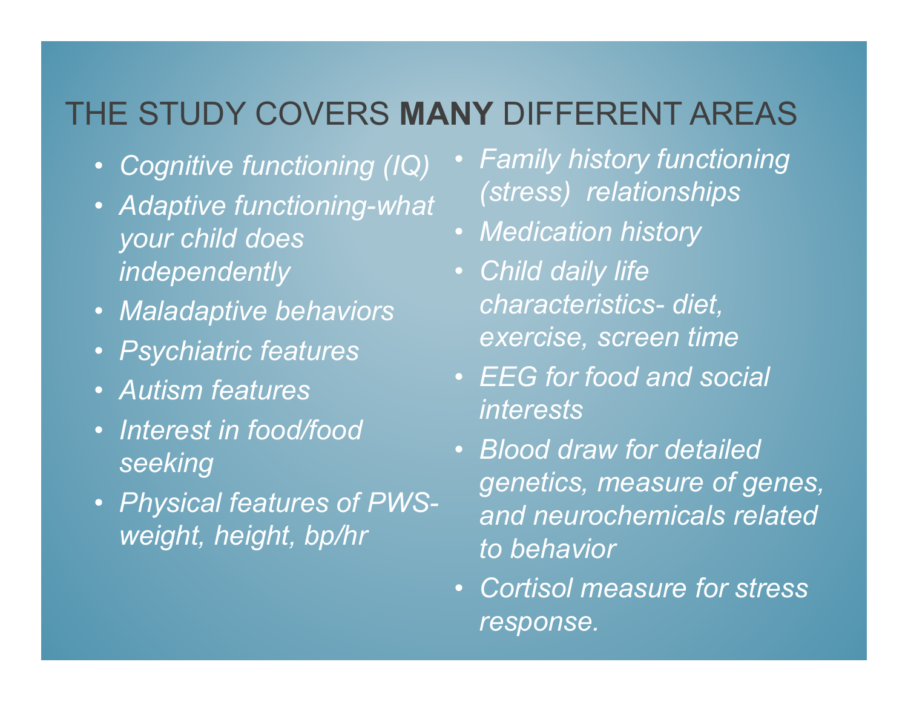# THE STUDY COVERS **MANY** DIFFERENT AREAS

- *Cognitive functioning (IQ)*
- *Adaptive functioning-what your child does independently*
- *Maladaptive behaviors*
- *Psychiatric features*
- *Autism features*
- *Interest in food/food seeking*
- *Physical features of PWS- weight, height, bp/hr*
- *Family history functioning (stress) relationships*
- *Medication history*
- *Child daily life characteristics- diet, exercise, screen time*
- *EEG for food and social interests*
- *Blood draw for detailed genetics, measure of genes, and neurochemicals related to behavior*
- *Cortisol measure for stress response.*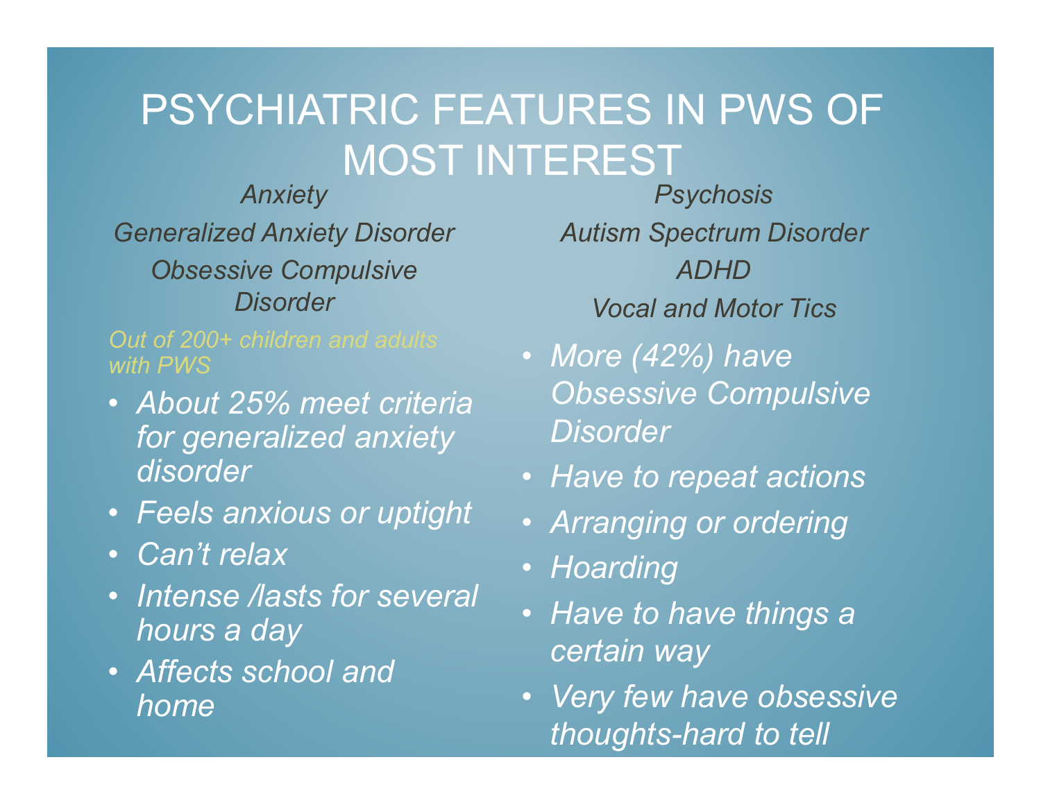# PSYCHIATRIC FEATURES IN PWS OF MOST INTEREST

*Anxiety*

*Generalized Anxiety Disorder*

*Obsessive Compulsive Disorder*

*Psychosis*

*Autism Spectrum Disorder*

*ADHD*

*Vocal and Motor Tics*

*Out of 200+ children and adults with PWS*

- *About 25% meet criteria for generalized anxiety disorder*
- *Feels anxious or uptight*
- *Can't relax*
- *Intense /lasts for several hours a day*
- *Affects school and home*

- *More (42%) have Obsessive Compulsive Disorder*
- *Have to repeat actions*
- *Arranging or ordering*
- *Hoarding*
- *Have to have things a certain way*
- *Very few have obsessive thoughts-hard to tell*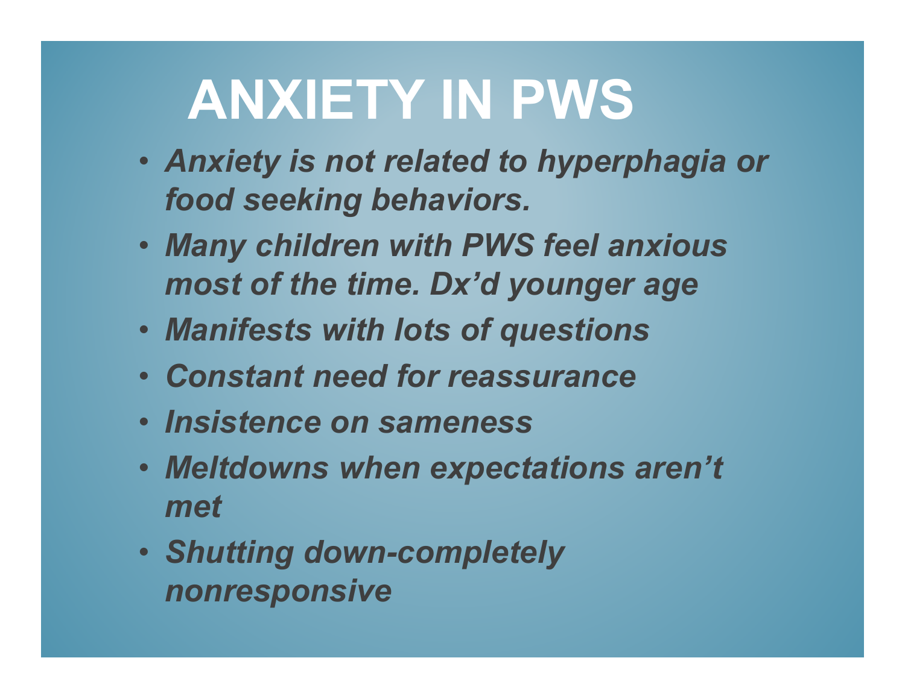# ANXIETY IN PWS

- ***Anxiety is not related to hyperphagia or food seeking behaviors.***
- ***Many children with PWS feel anxious most of the time. Dx'd younger age***
- ***Manifests with lots of questions***
- ***Constant need for reassurance***
- ***Insistence on sameness***
- ***Meltdowns when expectations aren't met***
- ***Shutting down-completely nonresponsive***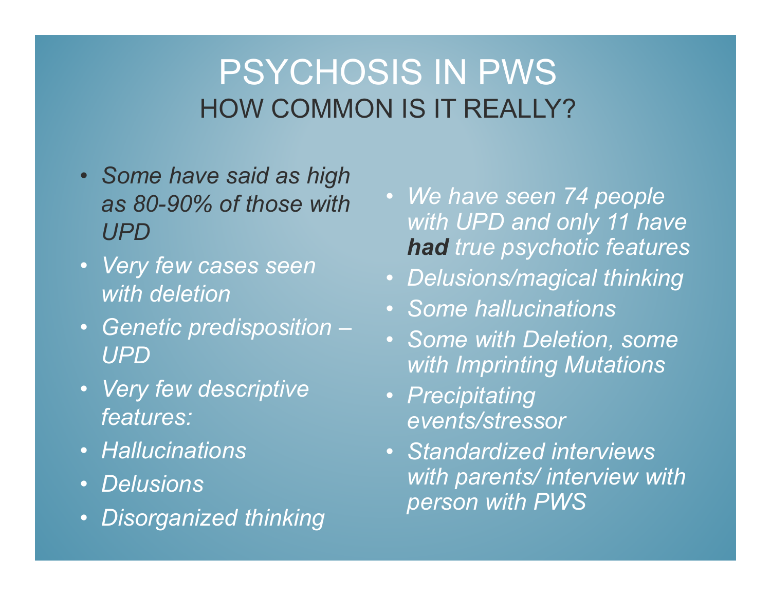# PSYCHOSIS IN PWS

## HOW COMMON IS IT REALLY?

- *Some have said as high as 80-90% of those with UPD*
- *Very few cases seen with deletion*
- *Genetic predisposition – UPD*
- *Very few descriptive features:*
- *Hallucinations*
- *Delusions*
- *Disorganized thinking*

- *We have seen 74 people with UPD and only 11 have **had** true psychotic features*
- *Delusions/magical thinking*
- *Some hallucinations*
- *Some with Deletion, some with Imprinting Mutations*
- *Precipitating events/stressor*
- *Standardized interviews with parents/ interview with person with PWS*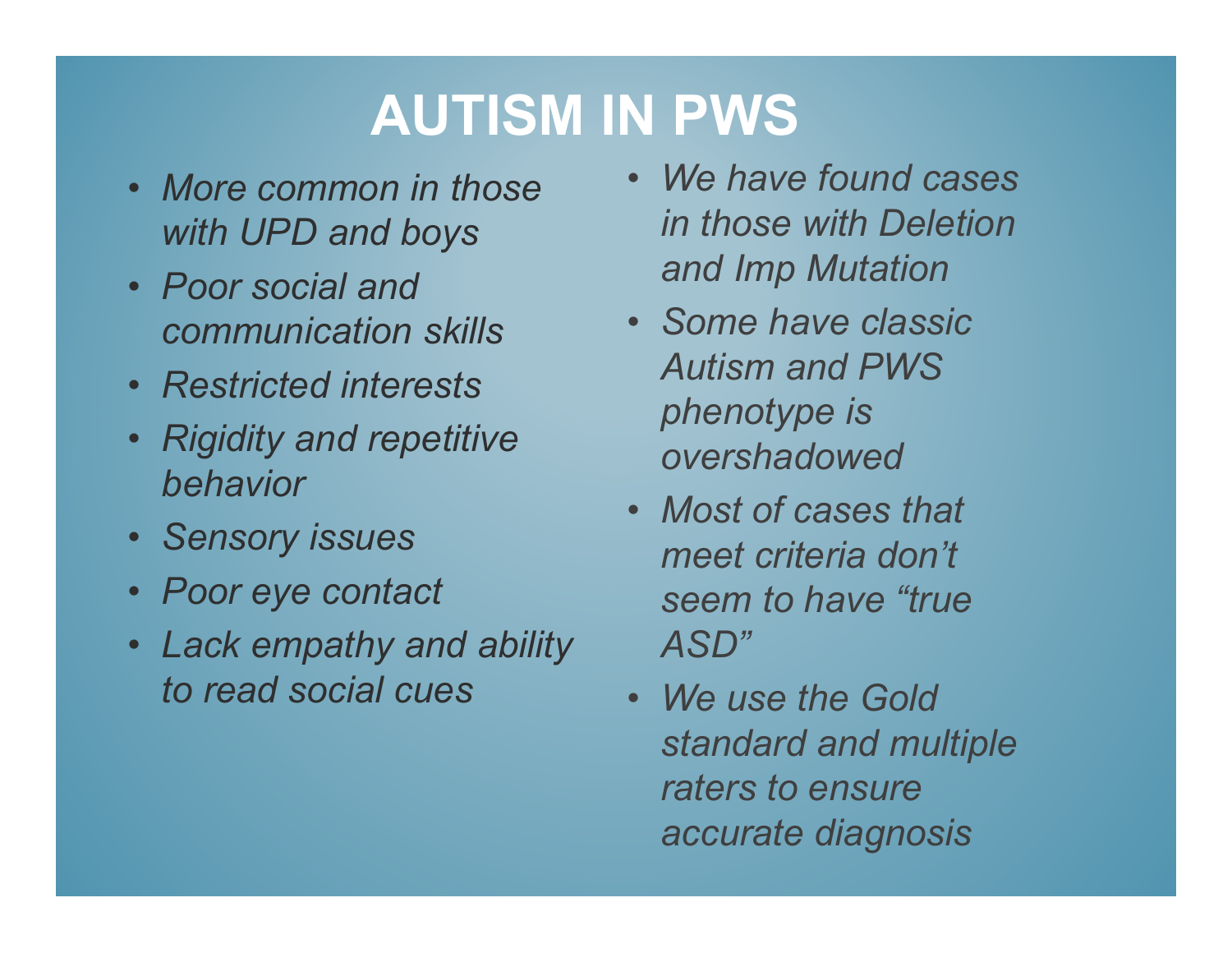# AUTISM IN PWS

- *More common in those with UPD and boys*
- *Poor social and communication skills*
- *Restricted interests*
- *Rigidity and repetitive behavior*
- *Sensory issues*
- *Poor eye contact*
- *Lack empathy and ability to read social cues*
- *We have found cases in those with Deletion and Imp Mutation*
- *Some have classic Autism and PWS phenotype is overshadowed*
- *Most of cases that meet criteria don't seem to have "true ASD"*
- *We use the Gold standard and multiple raters to ensure accurate diagnosis*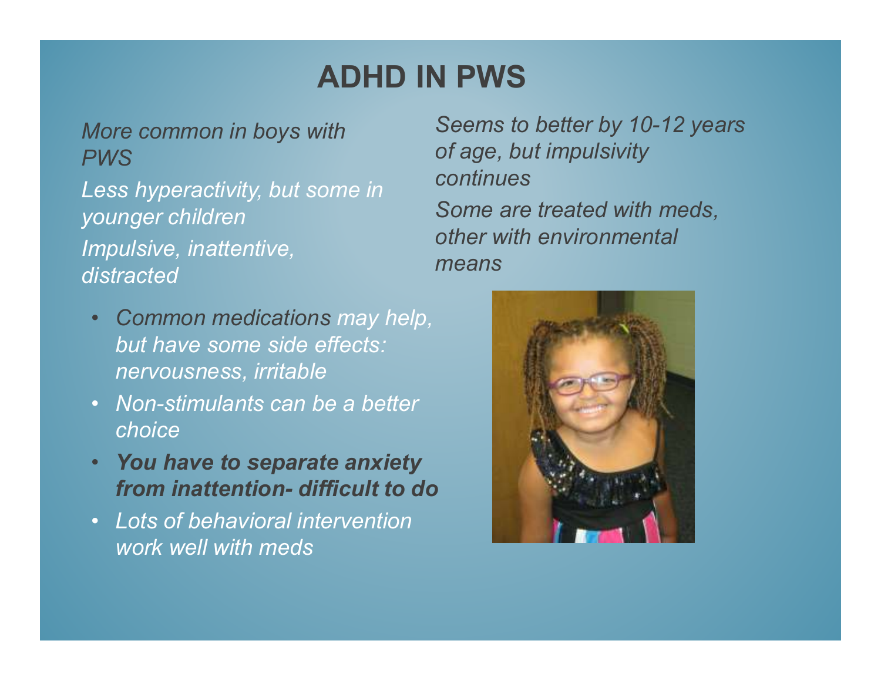# ADHD IN PWS

*More common in boys with PWS*

*Less hyperactivity, but some in younger children*

*Impulsive, inattentive, distracted*

*Seems to better by 10-12 years of age, but impulsivity continues*

*Some are treated with meds, other with environmental means*

- *Common medications may help, but have some side effects: nervousness, irritable*
- *Non-stimulants can be a better choice*
- ***You have to separate anxiety from inattention- difficult to do***
- *Lots of behavioral intervention work well with meds*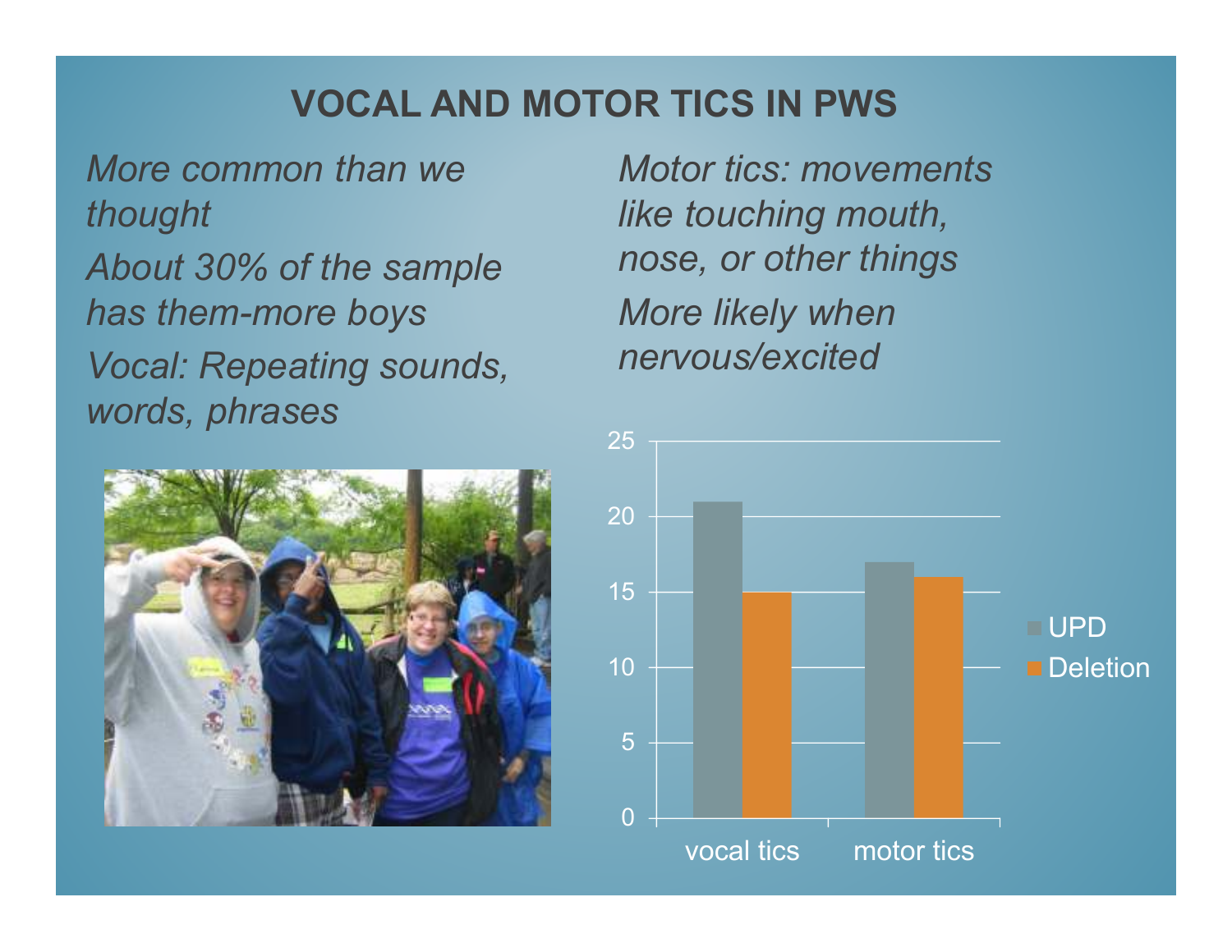# VOCAL AND MOTOR TICS IN PWS

*More common than we thought*

*About 30% of the sample has them-more boys*

*Vocal: Repeating sounds, words, phrases*

*Motor tics: movements like touching mouth, nose, or other things*

*More likely when nervous/excited*

| | UPD | Deletion |
|---|---|---|
| vocal tics | 21 | 15 |
| motor tics | 17 | 16 |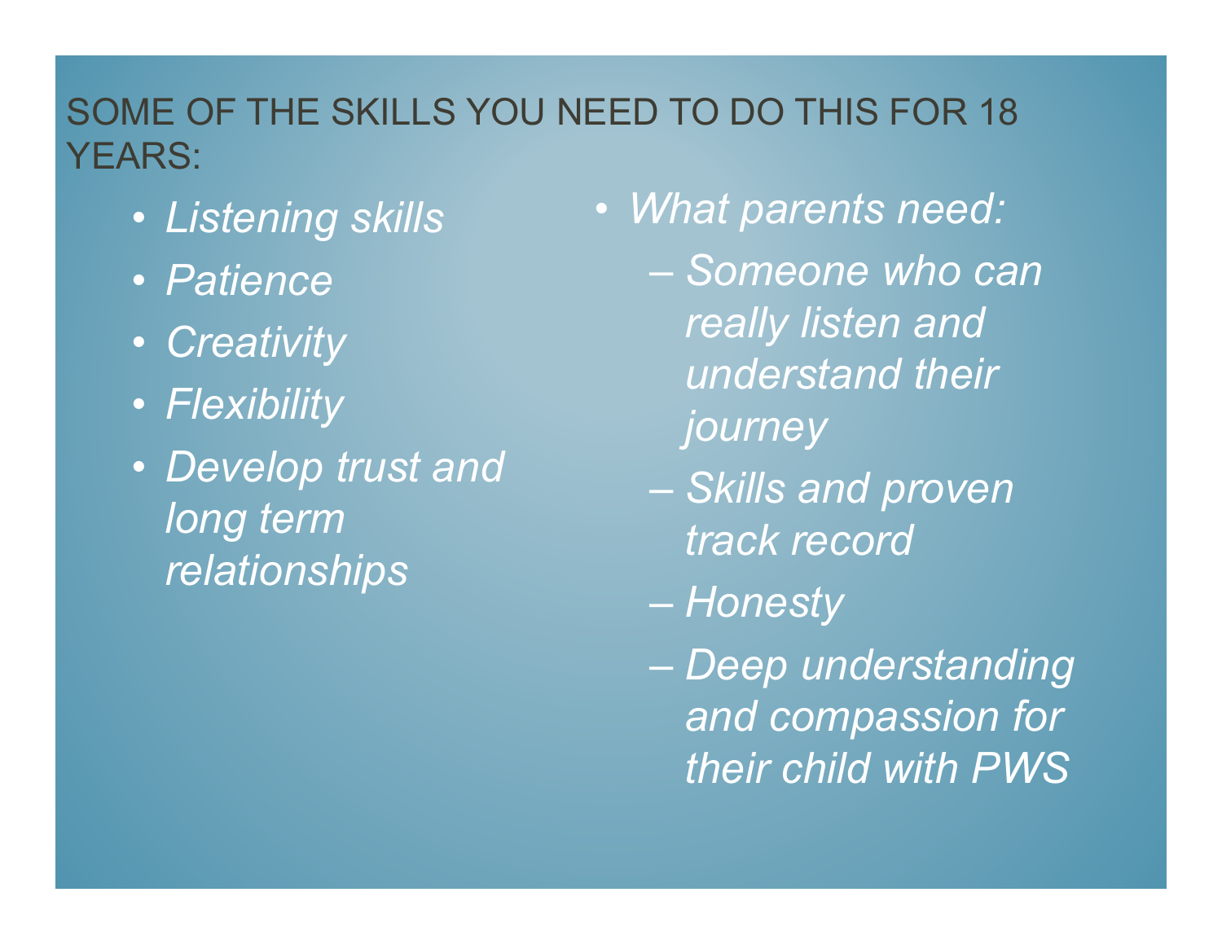# SOME OF THE SKILLS YOU NEED TO DO THIS FOR 18 YEARS:

- *Listening skills*
- *Patience*
- *Creativity*
- *Flexibility*
- *Develop trust and long term relationships*

- *What parents need:*
  - *Someone who can really listen and understand their journey*
  - *Skills and proven track record*
  - *Honesty*
  - *Deep understanding and compassion for their child with PWS*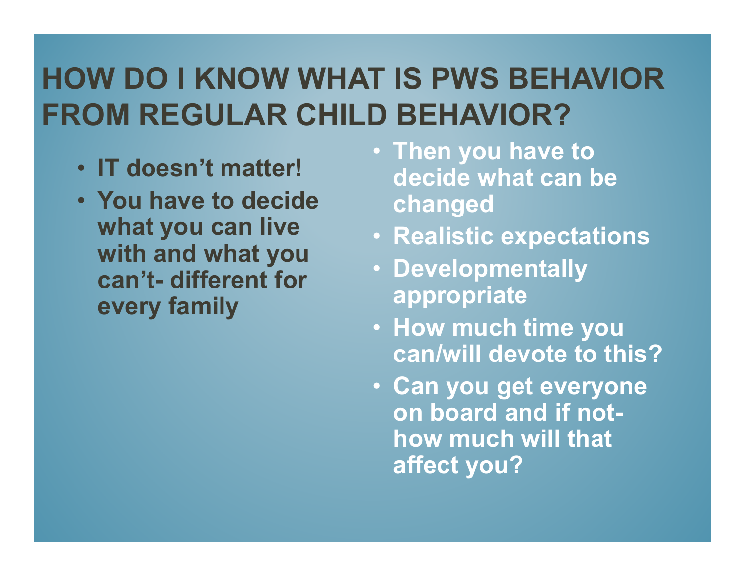# HOW DO I KNOW WHAT IS PWS BEHAVIOR FROM REGULAR CHILD BEHAVIOR?

- **IT doesn't matter!**
- **You have to decide what you can live with and what you can't- different for every family**

- **Then you have to decide what can be changed**
- **Realistic expectations**
- **Developmentally appropriate**
- **How much time you can/will devote to this?**
- **Can you get everyone on board and if not- how much will that affect you?**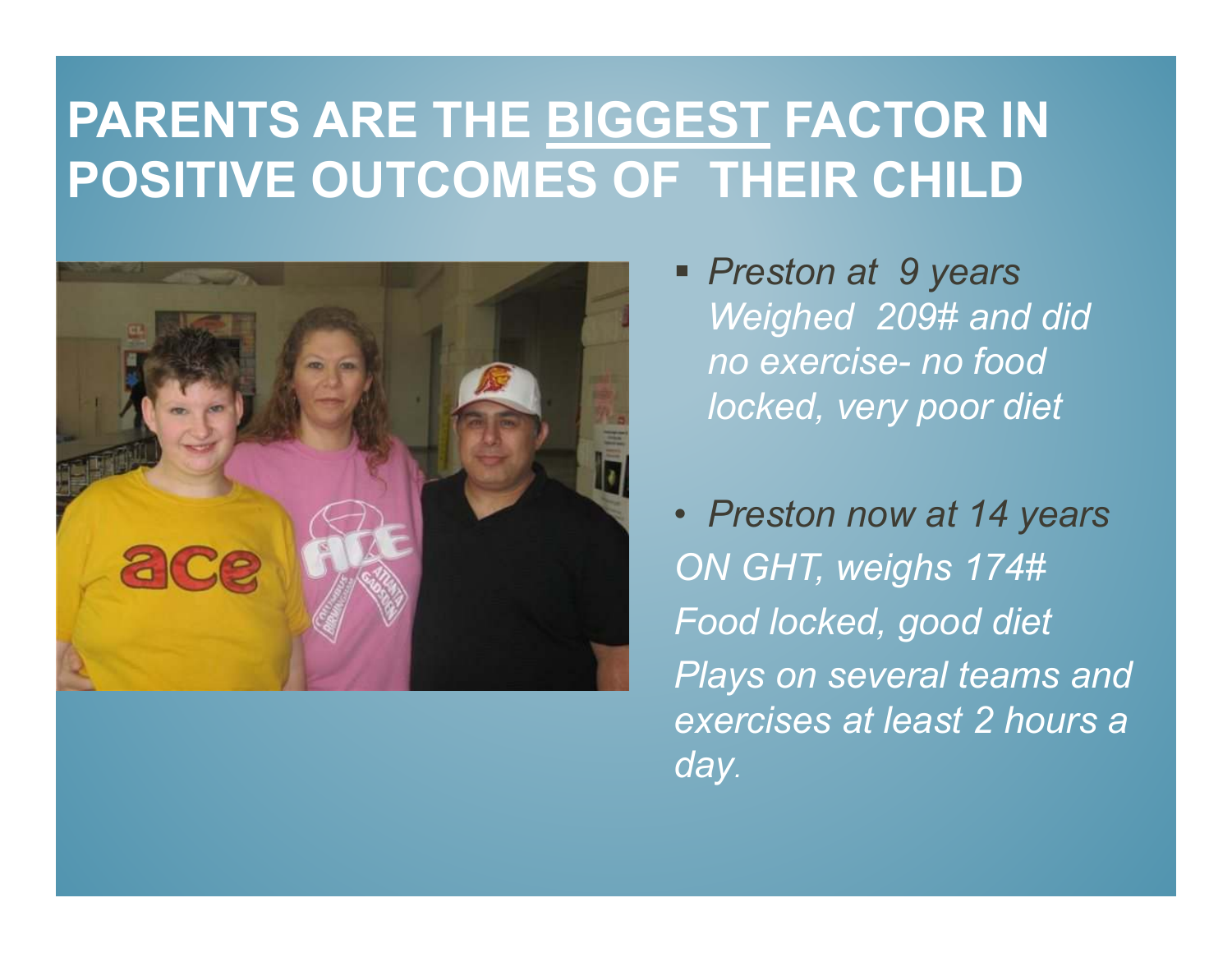# PARENTS ARE THE BIGGEST FACTOR IN POSITIVE OUTCOMES OF THEIR CHILD

- *Preston at 9 years Weighed 209# and did no exercise- no food locked, very poor diet*

- *Preston now at 14 years*

*ON GHT, weighs 174#*

*Food locked, good diet*

*Plays on several teams and exercises at least 2 hours a day.*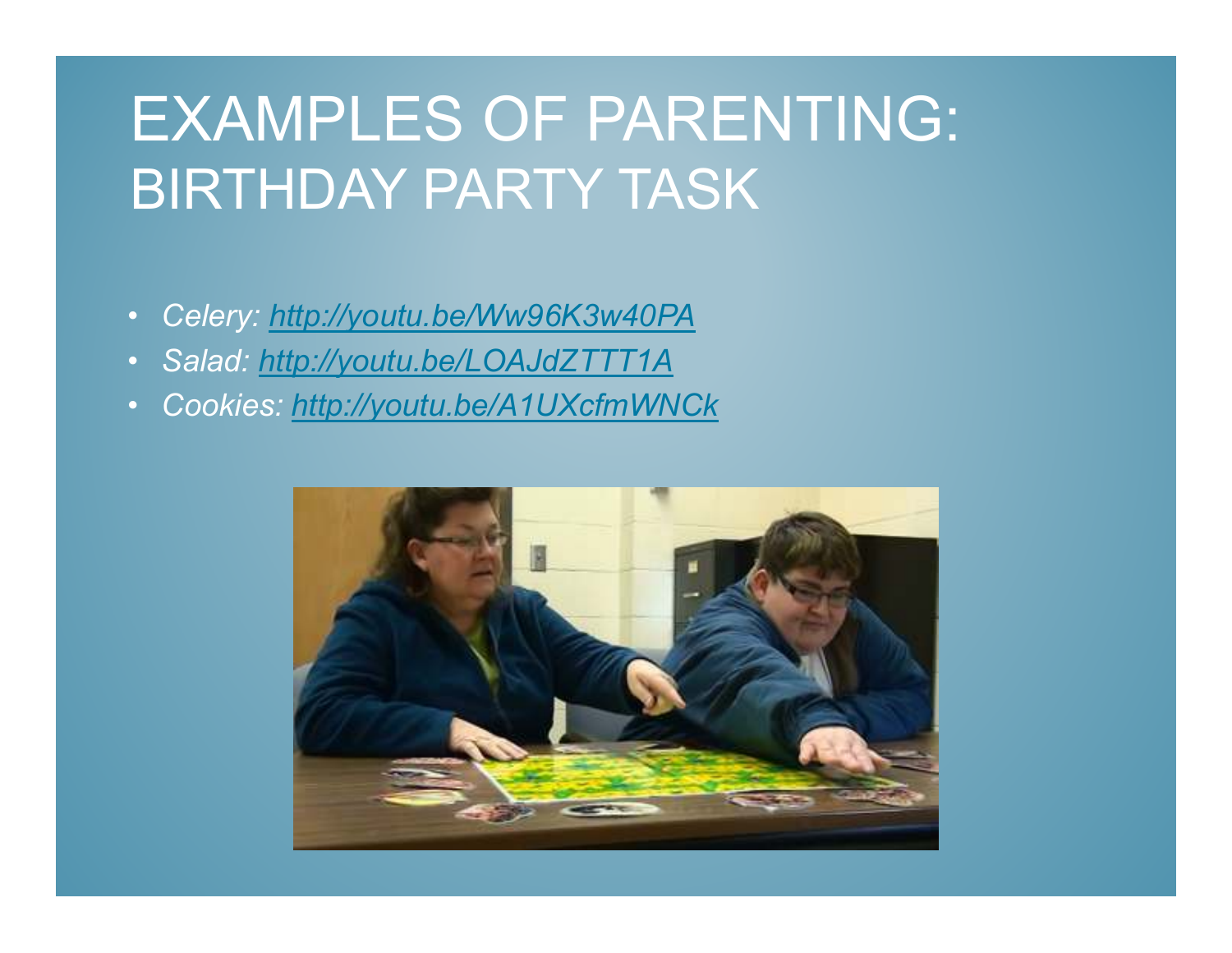# EXAMPLES OF PARENTING: BIRTHDAY PARTY TASK

- *Celery: http://youtu.be/Ww96K3w40PA*
- *Salad: http://youtu.be/LOAJdZTTT1A*
- *Cookies: http://youtu.be/A1UXcfmWNCk*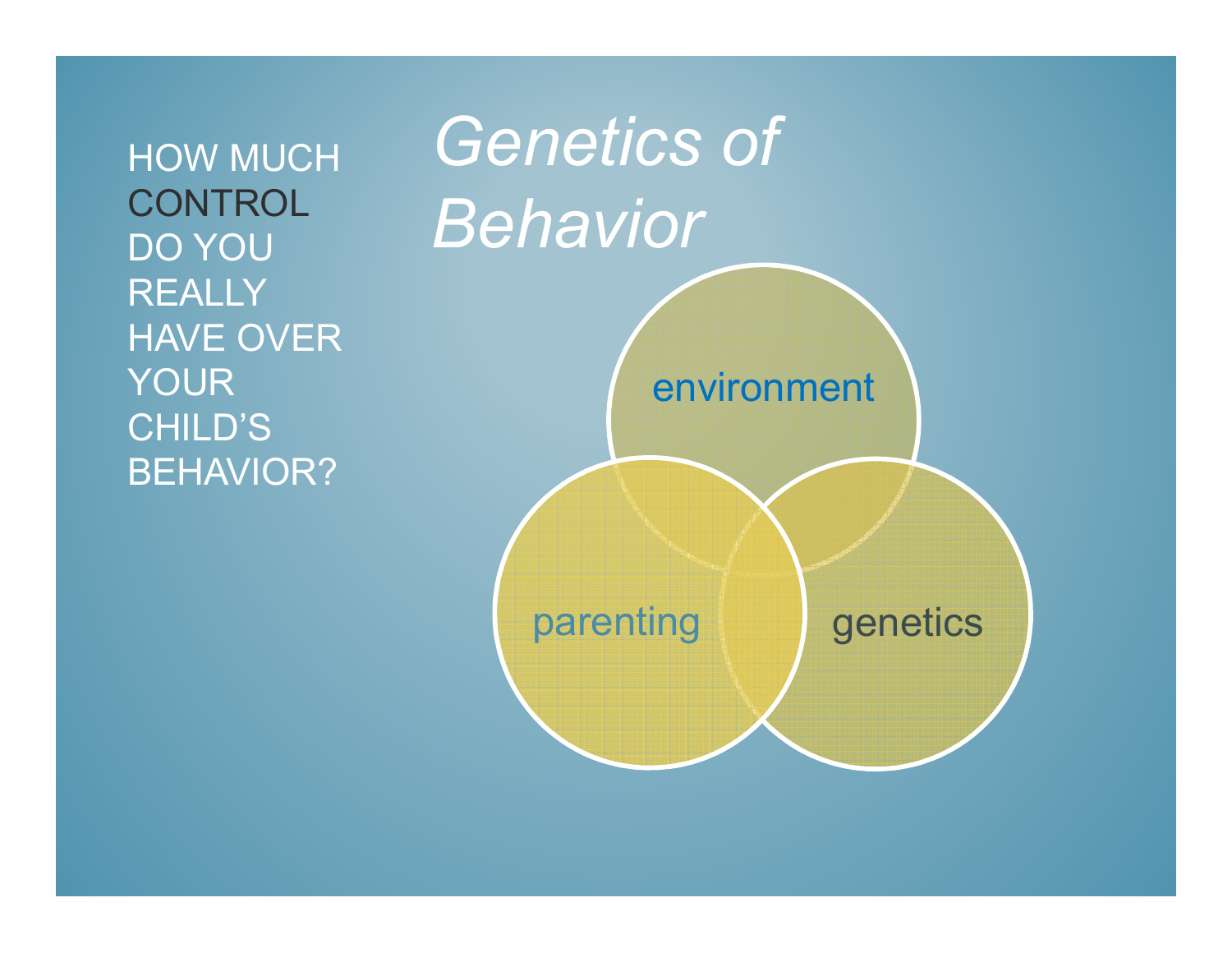# *Genetics of Behavior*

HOW MUCH CONTROL DO YOU REALLY HAVE OVER YOUR CHILD'S BEHAVIOR?

environment

parenting

genetics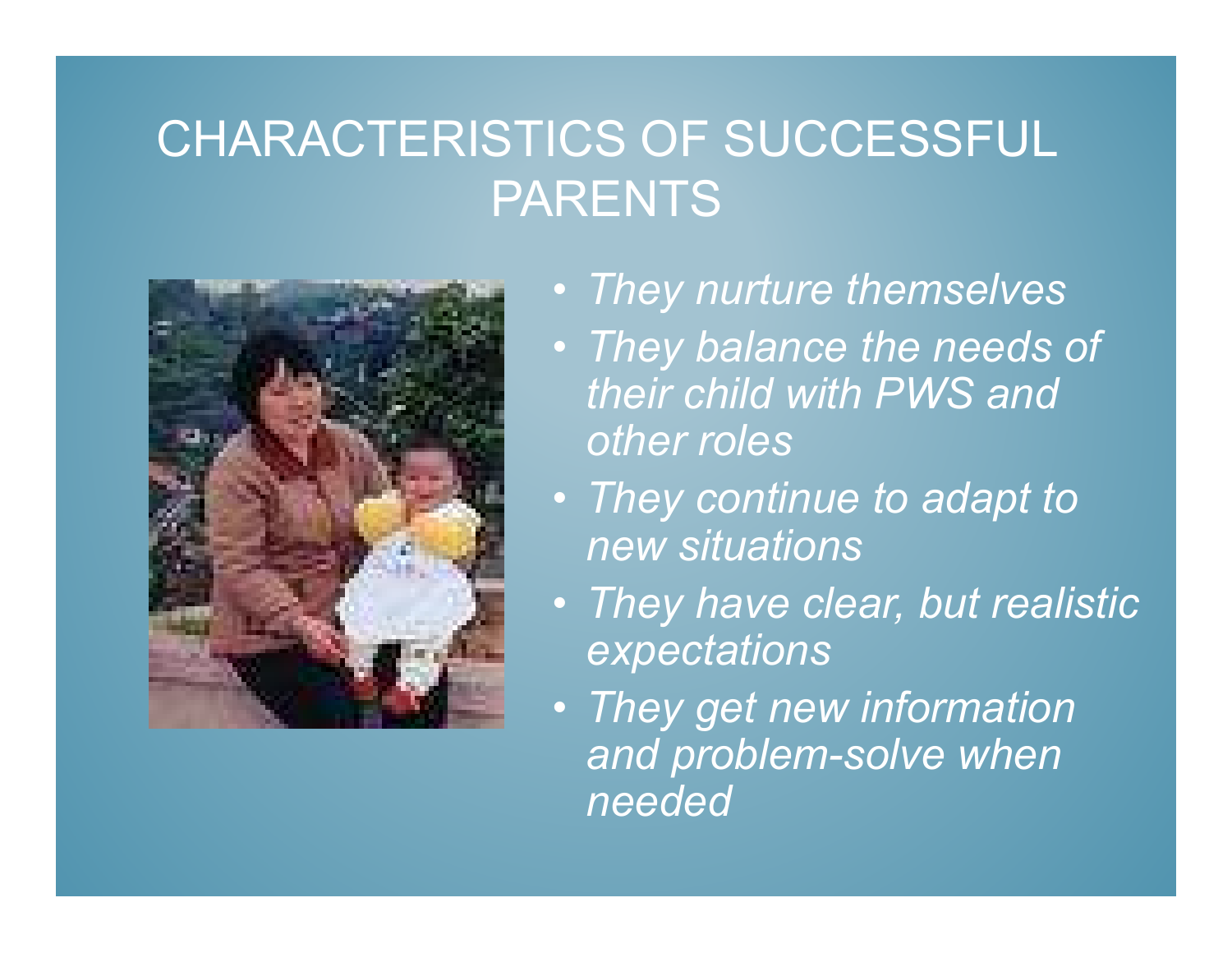# CHARACTERISTICS OF SUCCESSFUL PARENTS

- *They nurture themselves*
- *They balance the needs of their child with PWS and other roles*
- *They continue to adapt to new situations*
- *They have clear, but realistic expectations*
- *They get new information and problem-solve when needed*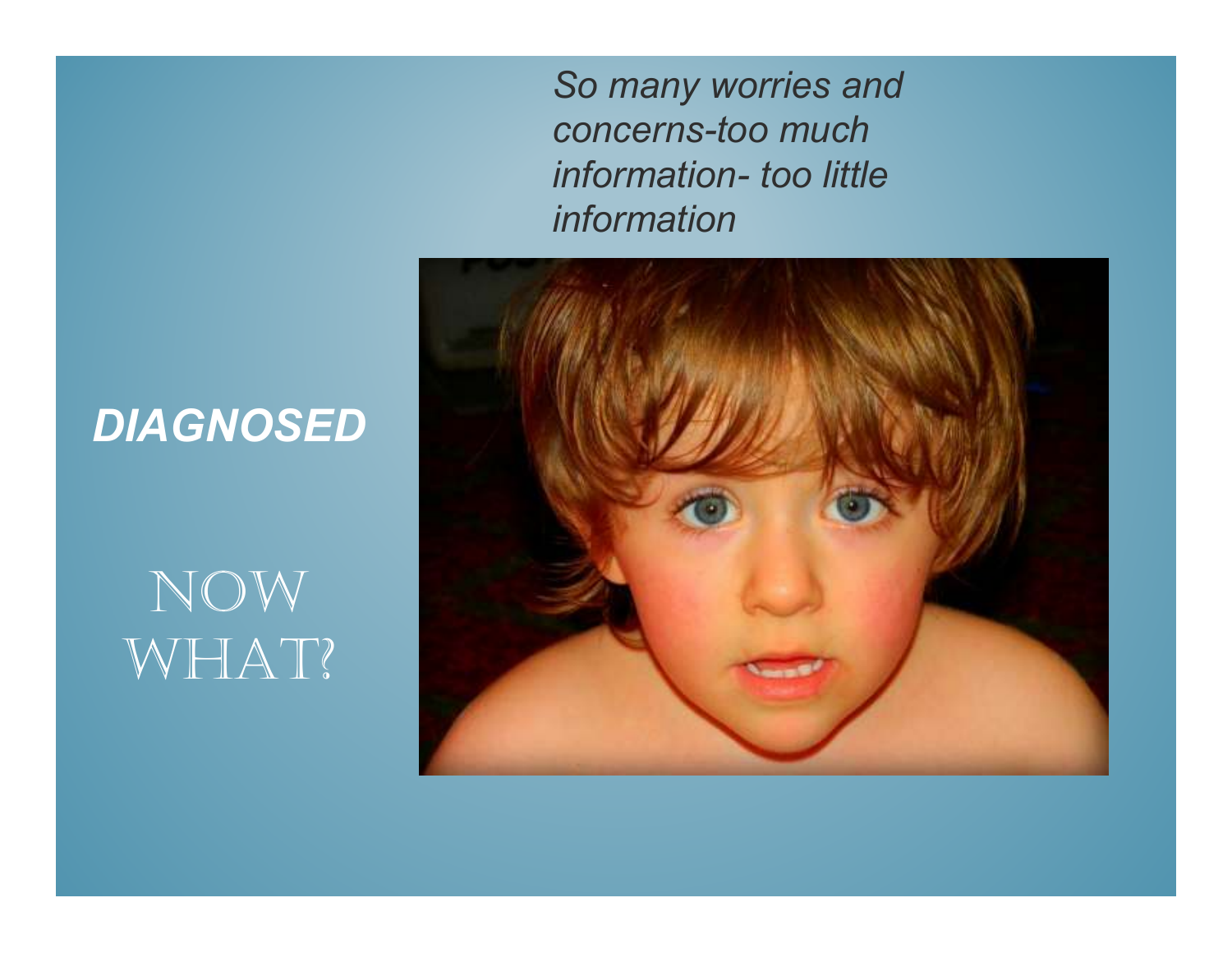*So many worries and concerns-too much information- too little information*

***DIAGNOSED***

NOW WHAT?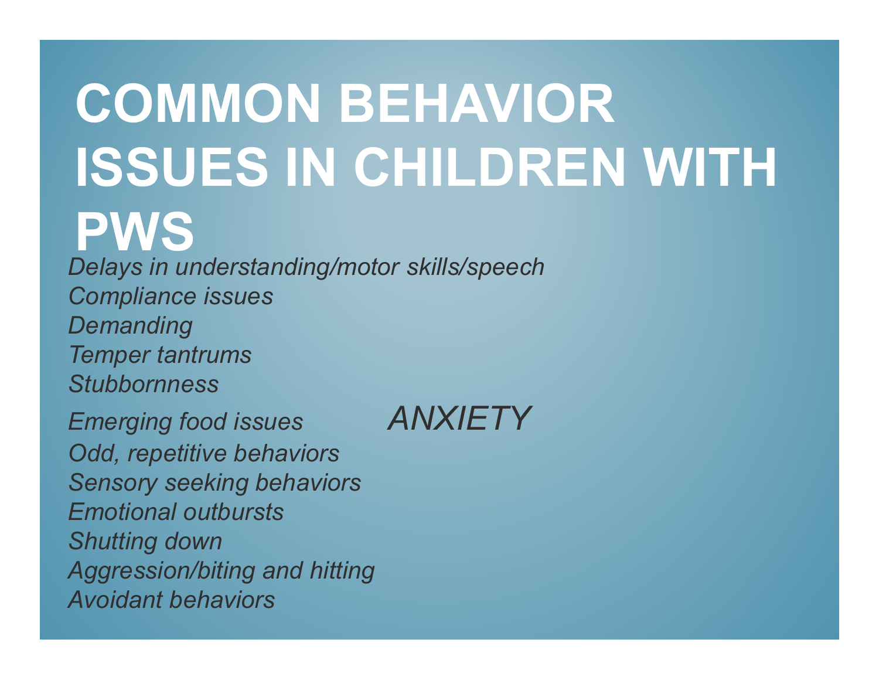# COMMON BEHAVIOR ISSUES IN CHILDREN WITH PWS

*Delays in understanding/motor skills/speech*
*Compliance issues*
*Demanding*
*Temper tantrums*
*Stubbornness*
*Emerging food issues*
*Odd, repetitive behaviors*
*Sensory seeking behaviors*
*Emotional outbursts*
*Shutting down*
*Aggression/biting and hitting*
*Avoidant behaviors*

*ANXIETY*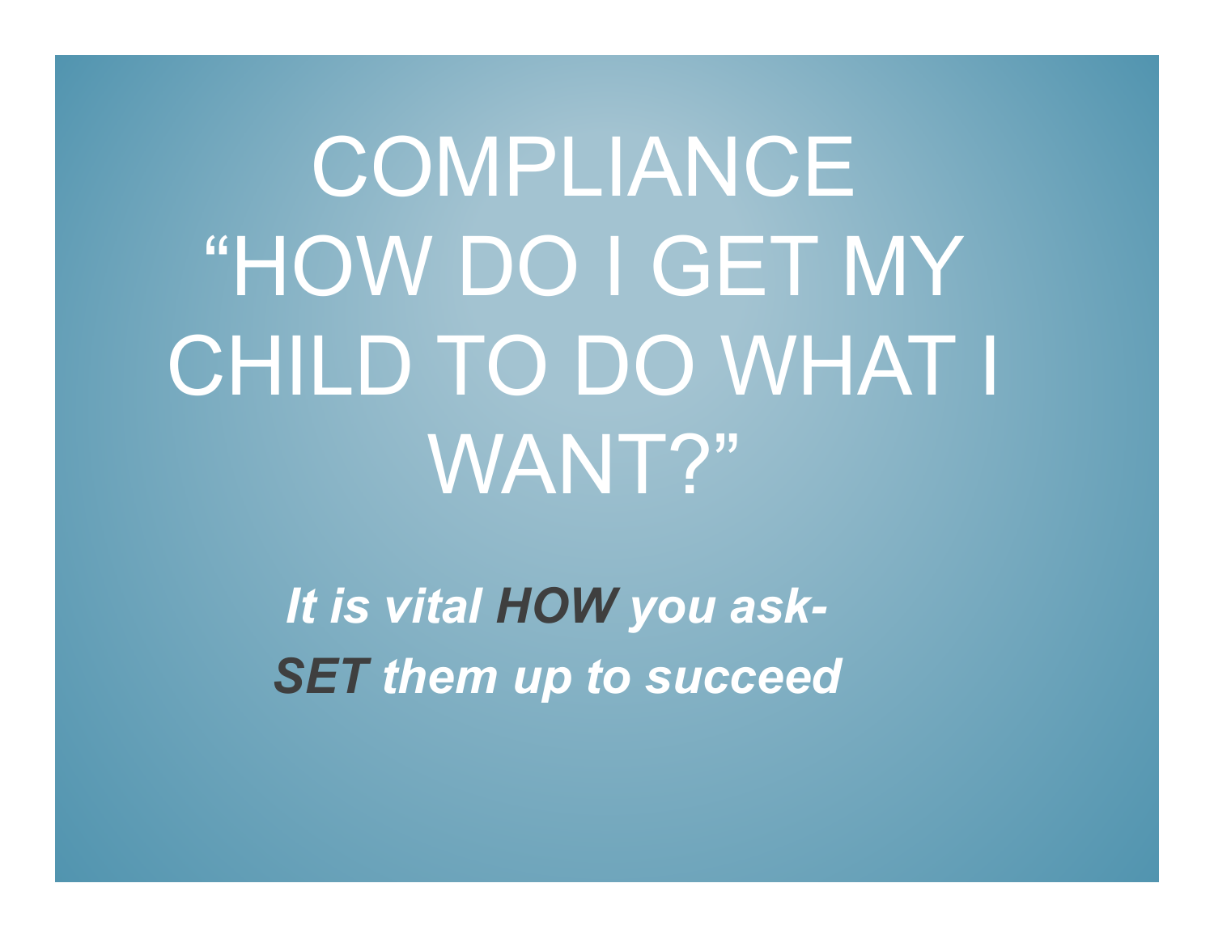# COMPLIANCE "HOW DO I GET MY CHILD TO DO WHAT I WANT?"

***It is vital HOW you ask-***

***SET them up to succeed***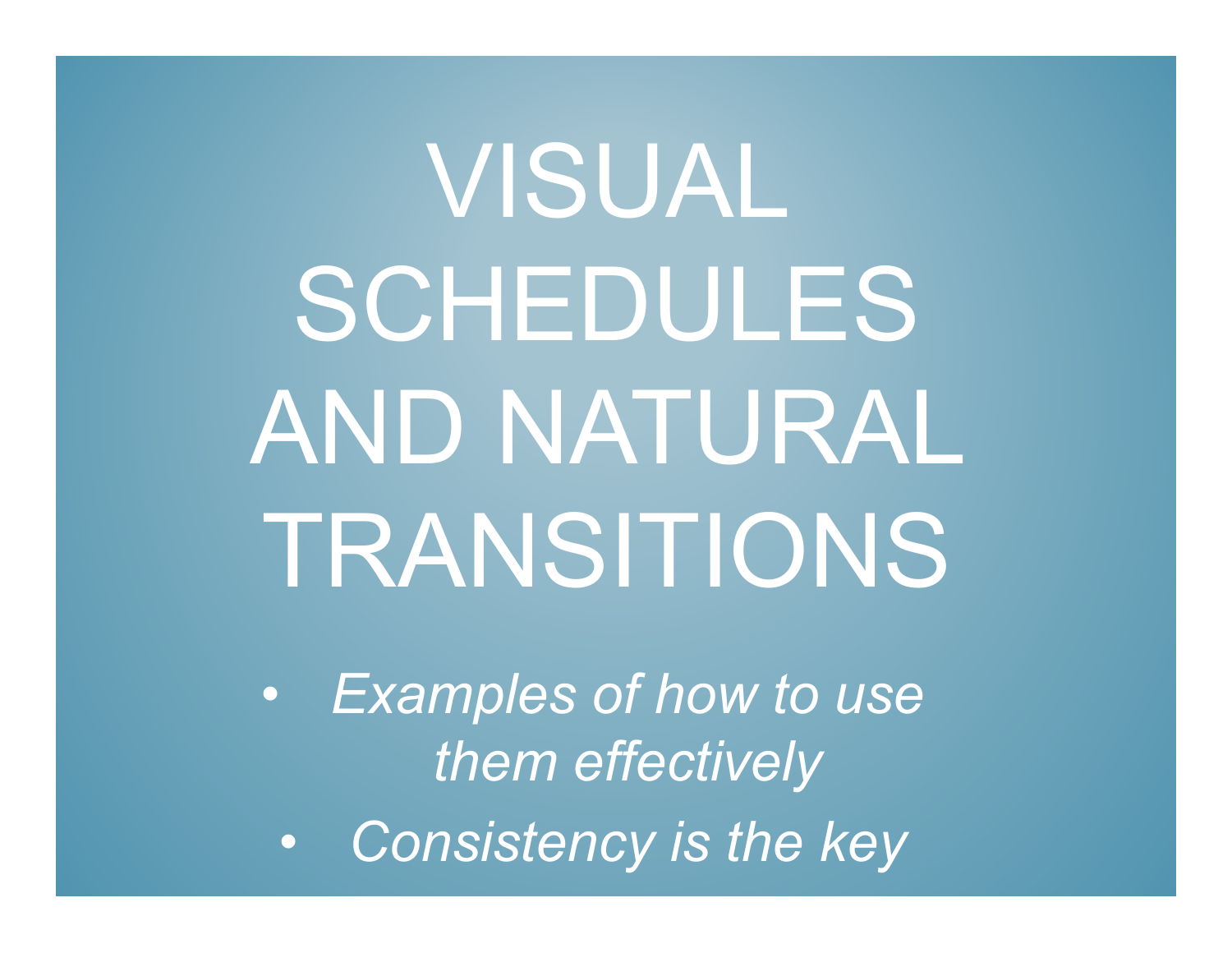# VISUAL SCHEDULES AND NATURAL TRANSITIONS

- *Examples of how to use them effectively*
- *Consistency is the key*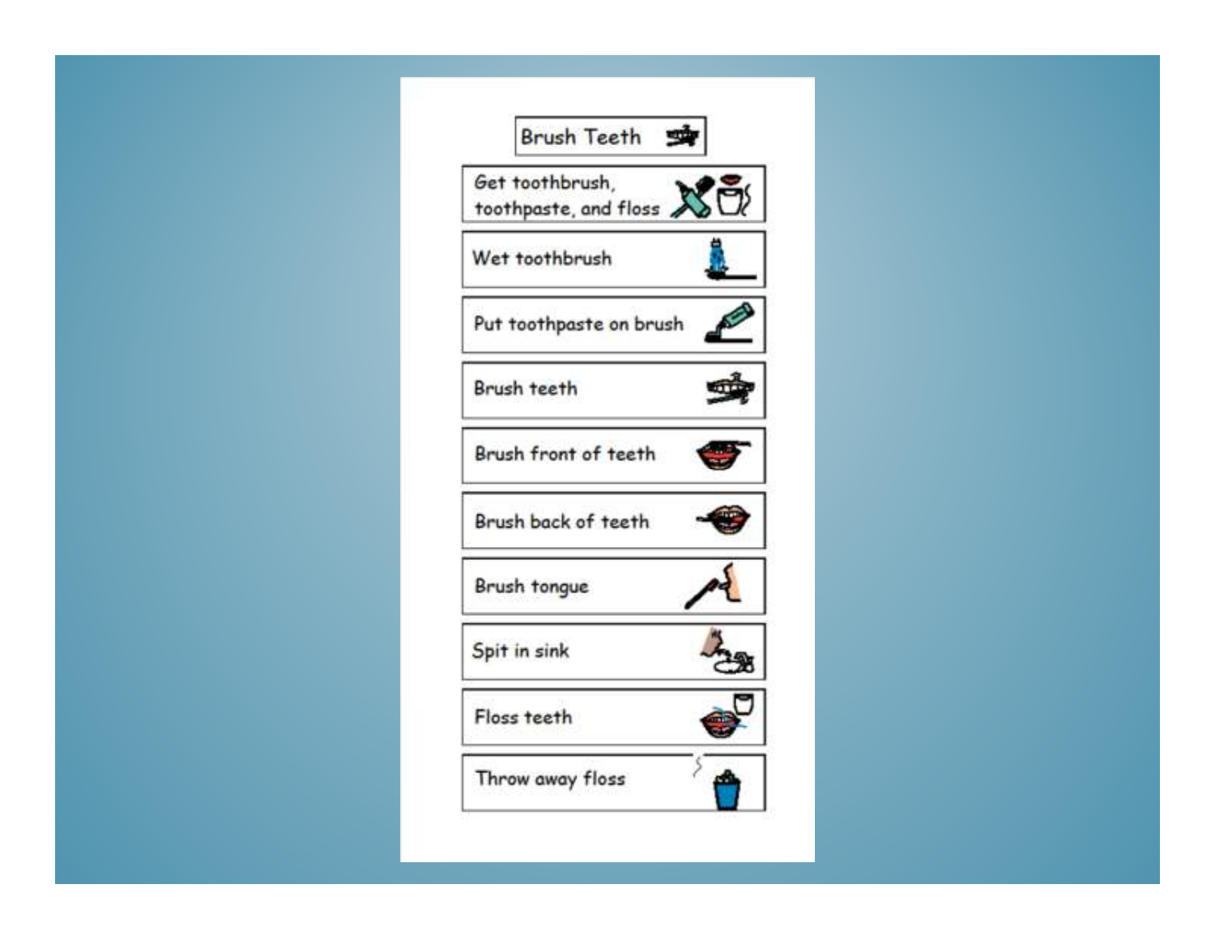# Brush Teeth

- Get toothbrush, toothpaste, and floss
- Wet toothbrush
- Put toothpaste on brush
- Brush teeth
- Brush front of teeth
- Brush back of teeth
- Brush tongue
- Spit in sink
- Floss teeth
- Throw away floss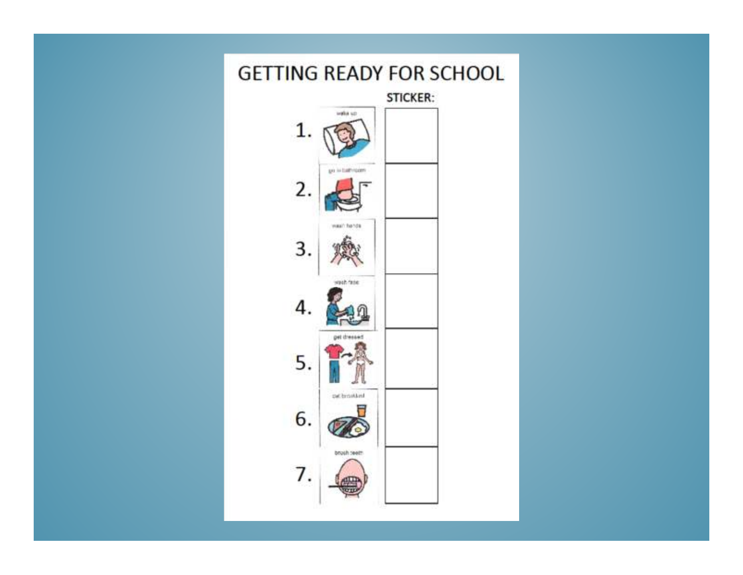# GETTING READY FOR SCHOOL

| | | STICKER: |
|---|---|---|
| 1. | wake up | |
| 2. | go in bathroom | |
| 3. | wash hands | |
| 4. | wash face | |
| 5. | get dressed | |
| 6. | eat breakfast | |
| 7. | brush teeth | |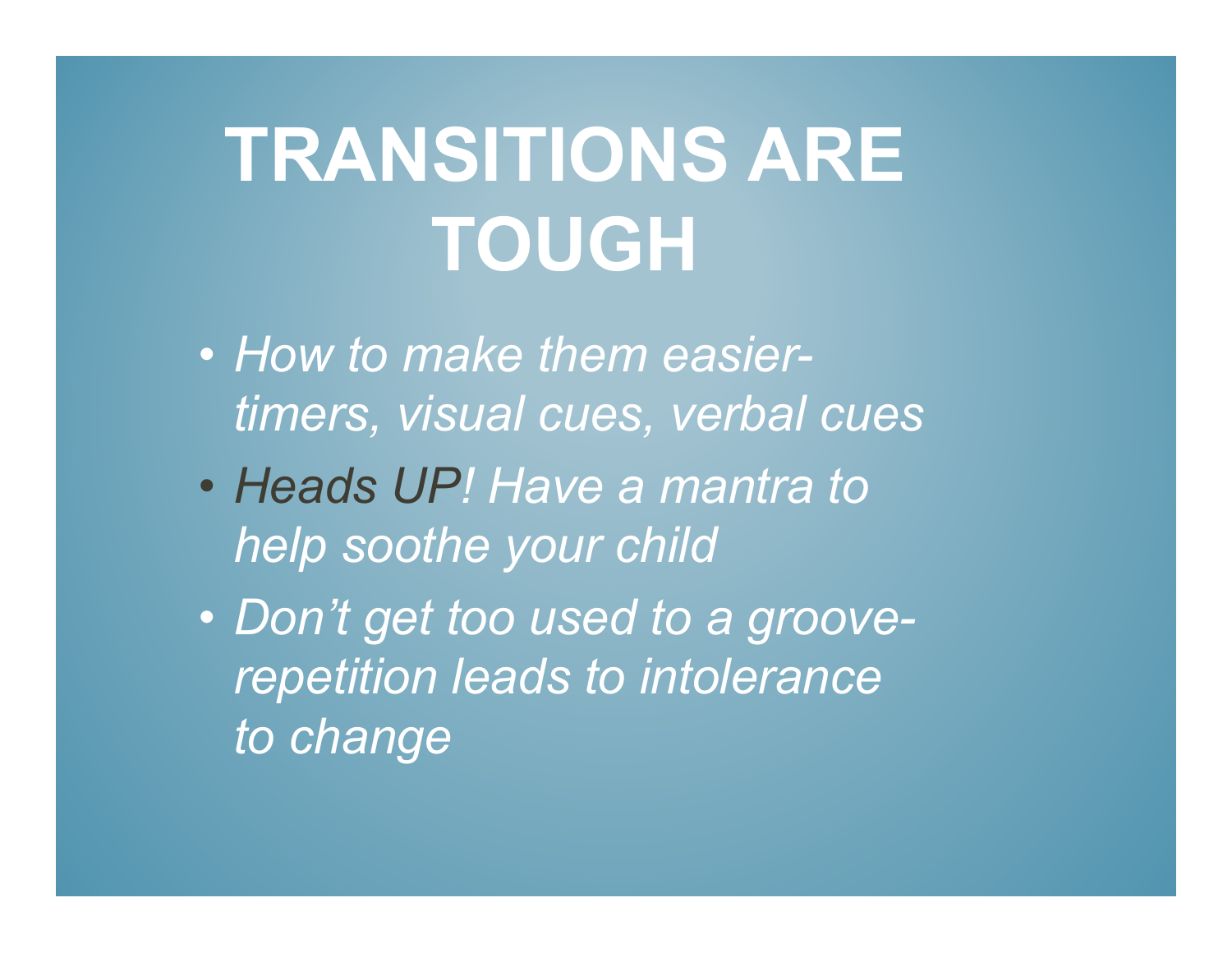# TRANSITIONS ARE TOUGH

- *How to make them easier- timers, visual cues, verbal cues*
- *Heads UP! Have a mantra to help soothe your child*
- *Don't get too used to a groove- repetition leads to intolerance to change*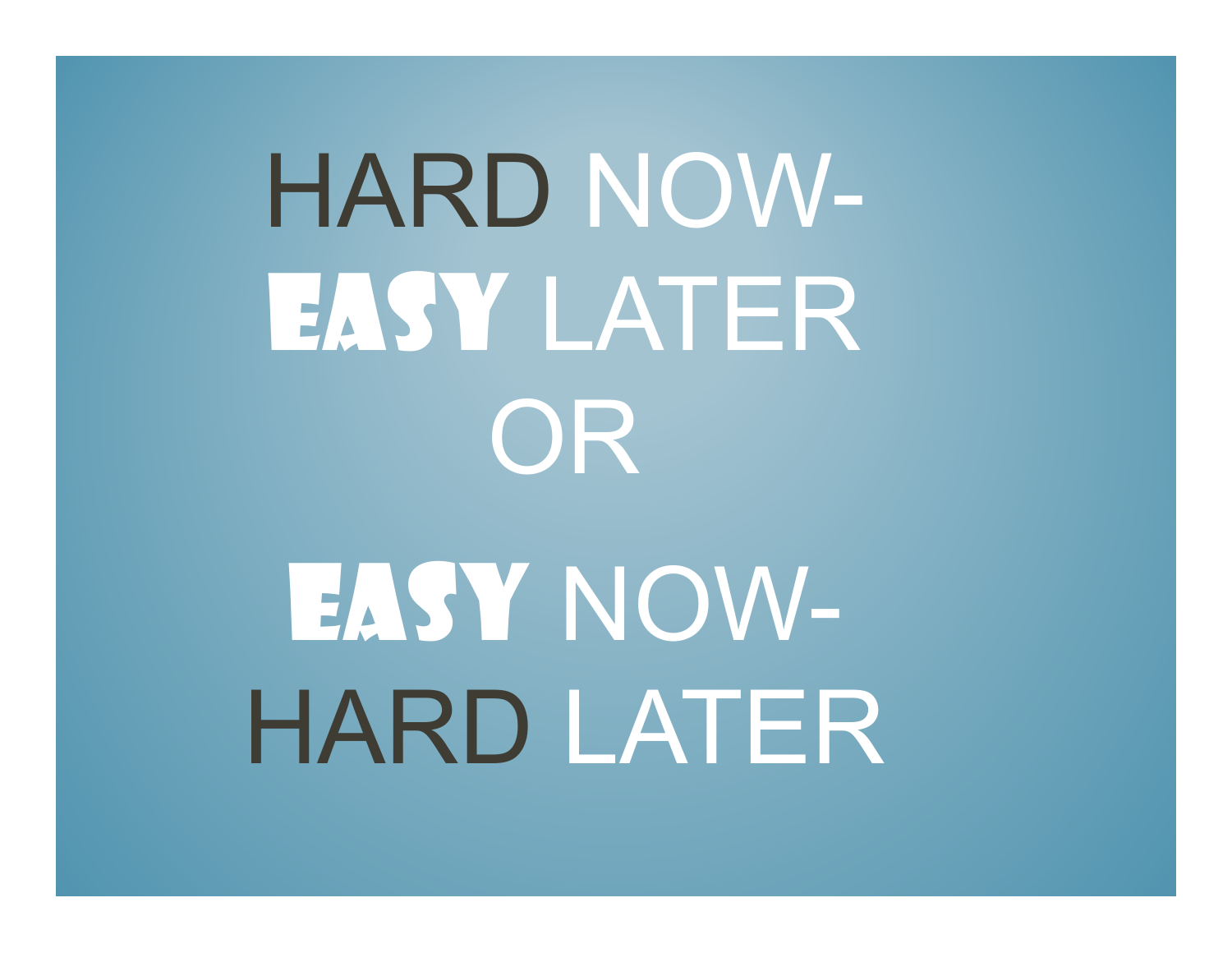# HARD NOW- EASY LATER

# OR

# EASY NOW- HARD LATER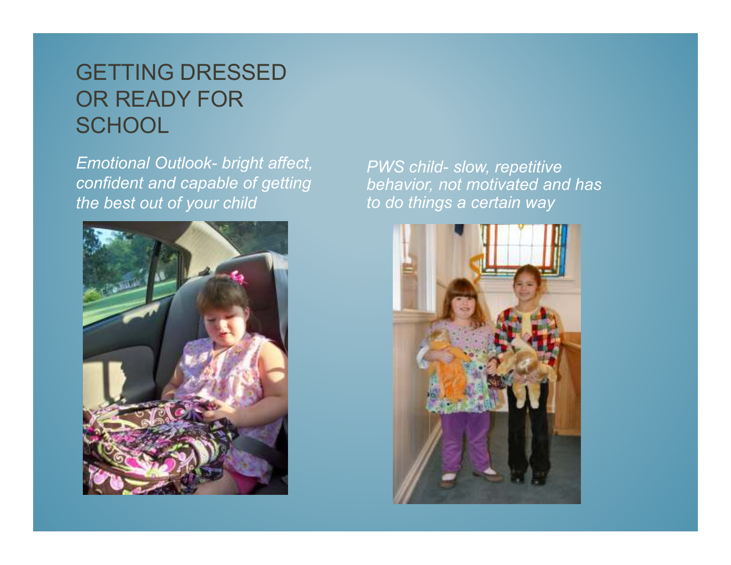# GETTING DRESSED OR READY FOR SCHOOL

*Emotional Outlook- bright affect, confident and capable of getting the best out of your child*

*PWS child- slow, repetitive behavior, not motivated and has to do things a certain way*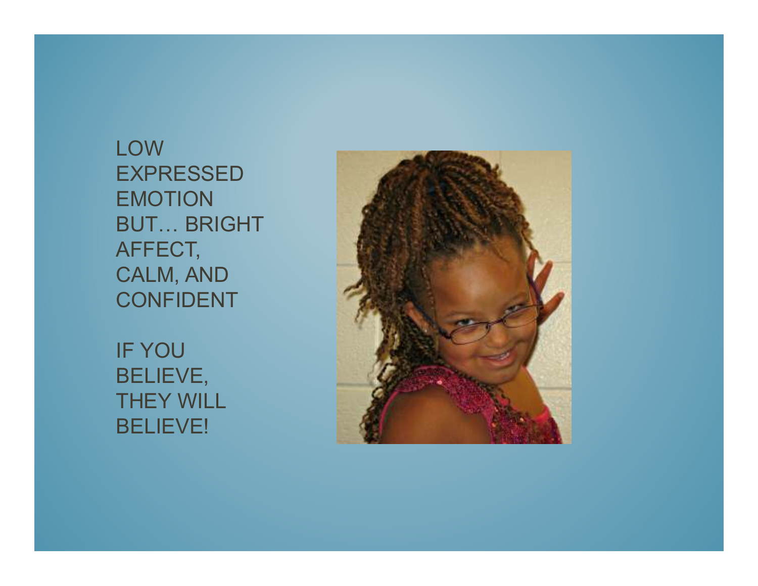LOW EXPRESSED EMOTION BUT… BRIGHT AFFECT, CALM, AND CONFIDENT

IF YOU BELIEVE, THEY WILL BELIEVE!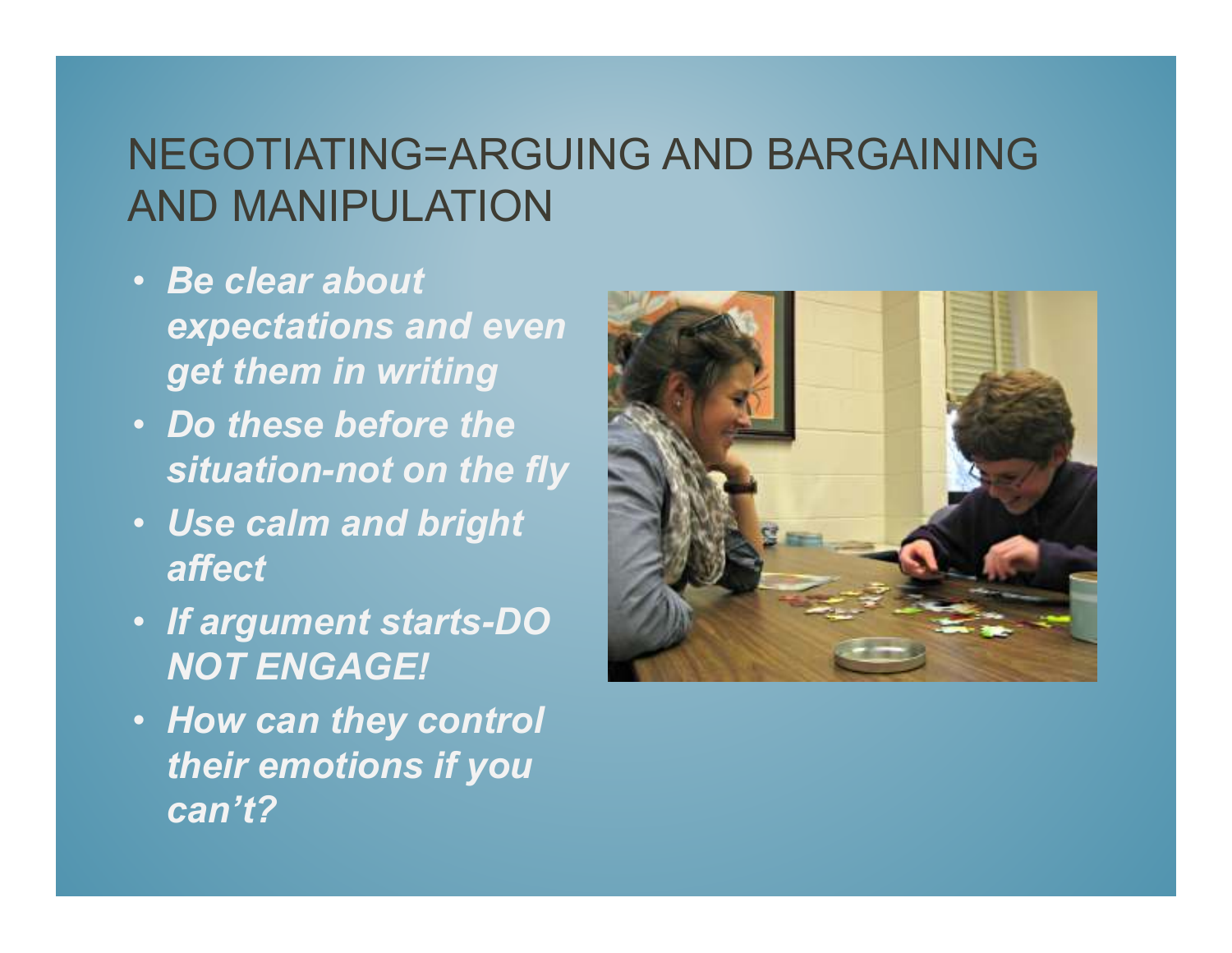# NEGOTIATING=ARGUING AND BARGAINING AND MANIPULATION

- ***Be clear about expectations and even get them in writing***
- ***Do these before the situation-not on the fly***
- ***Use calm and bright affect***
- ***If argument starts-DO NOT ENGAGE!***
- ***How can they control their emotions if you can't?***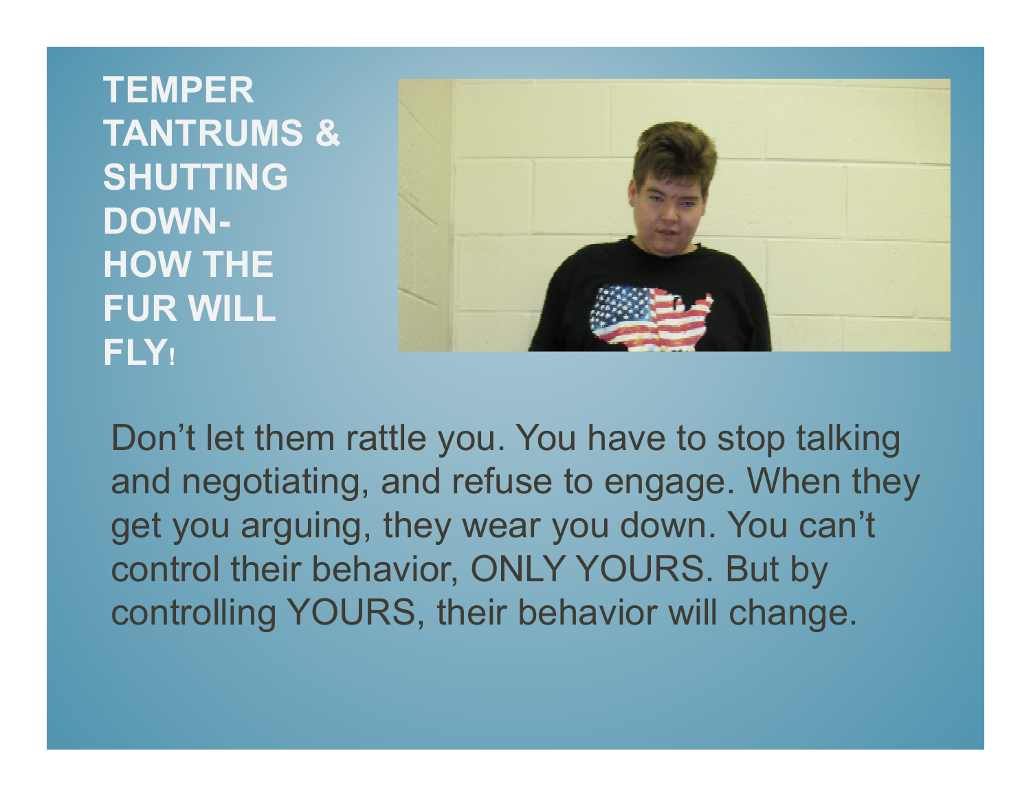# TEMPER TANTRUMS & SHUTTING DOWN- HOW THE FUR WILL FLY!

Don’t let them rattle you. You have to stop talking and negotiating, and refuse to engage. When they get you arguing, they wear you down. You can’t control their behavior, ONLY YOURS. But by controlling YOURS, their behavior will change.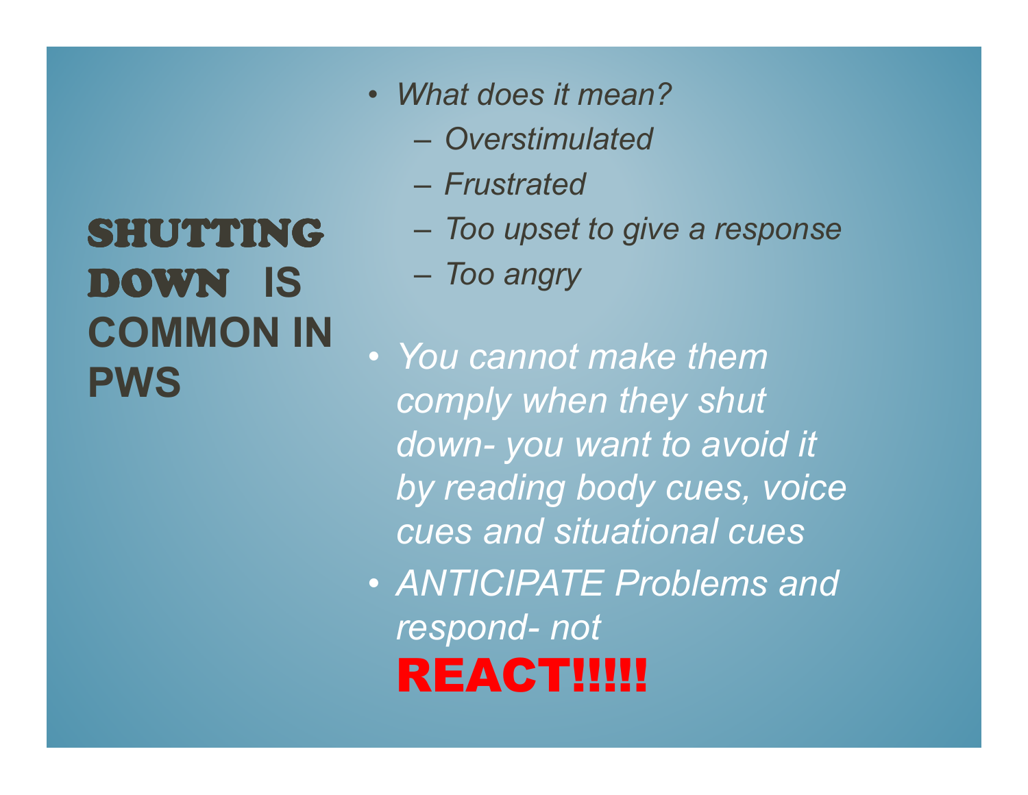# SHUTTING DOWN IS COMMON IN PWS

- *What does it mean?*
  - *Overstimulated*
  - *Frustrated*
  - *Too upset to give a response*
  - *Too angry*

- *You cannot make them comply when they shut down- you want to avoid it by reading body cues, voice cues and situational cues*
- *ANTICIPATE Problems and respond- not* **REACT!!!!!**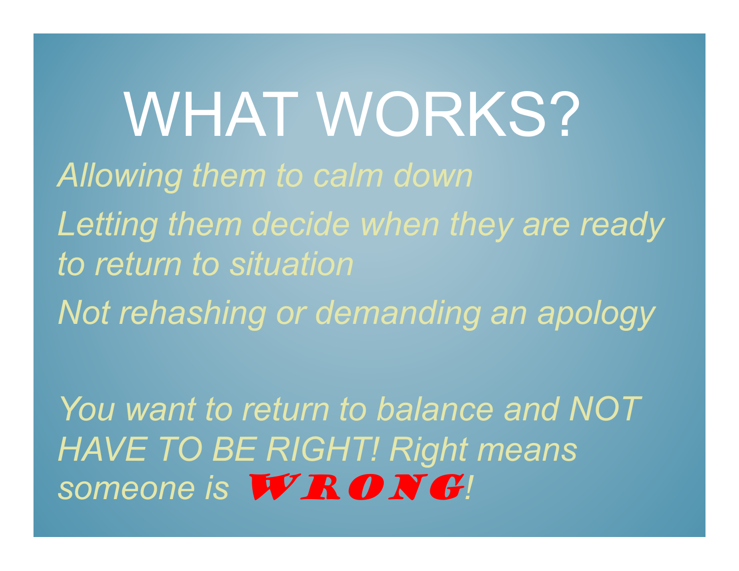# WHAT WORKS?

*Allowing them to calm down*

*Letting them decide when they are ready to return to situation*

*Not rehashing or demanding an apology*

*You want to return to balance and NOT HAVE TO BE RIGHT! Right means someone is* ***WRONG****!*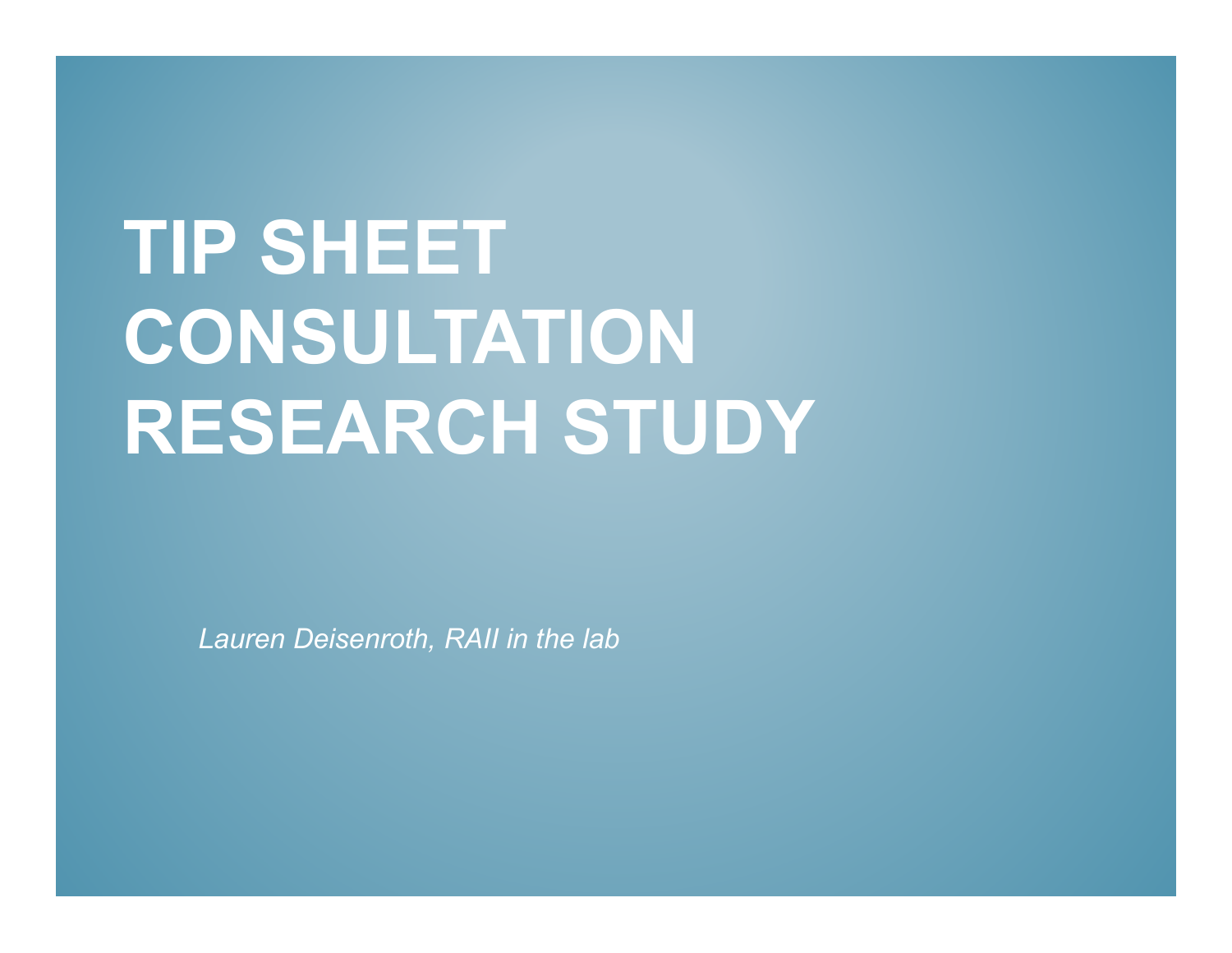# TIP SHEET CONSULTATION RESEARCH STUDY

*Lauren Deisenroth, RAII in the lab*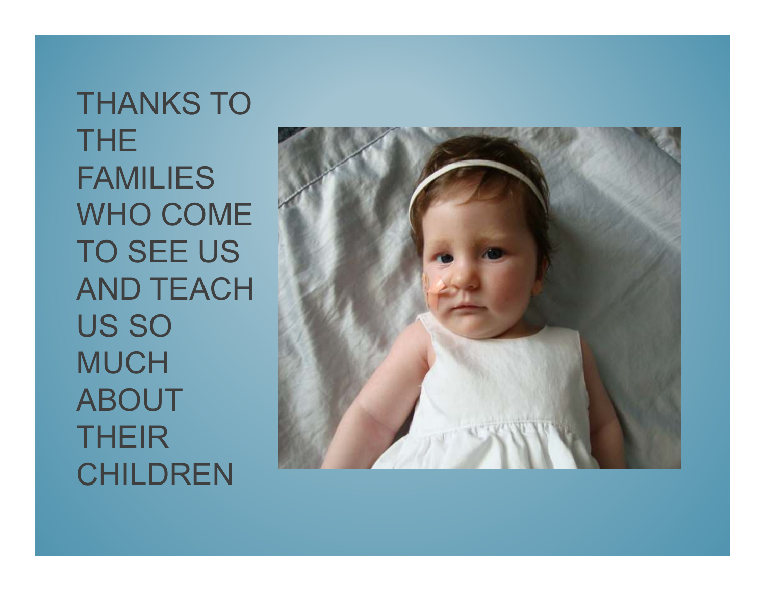THANKS TO THE FAMILIES WHO COME TO SEE US AND TEACH US SO MUCH ABOUT THEIR CHILDREN